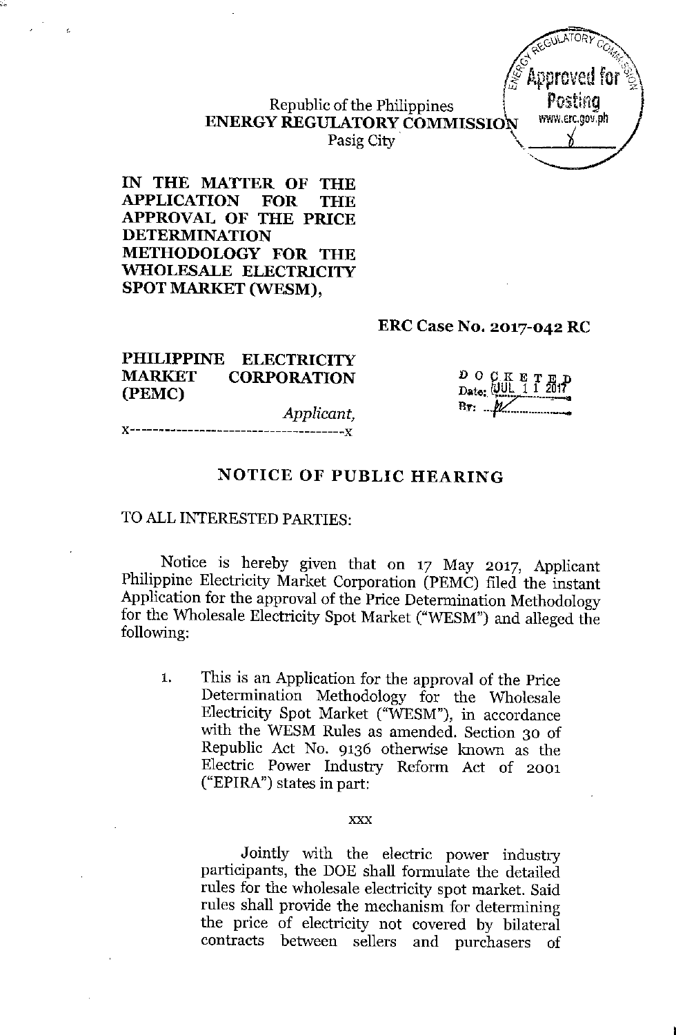Republic of the Philippines
**ENERGY REGULATORY COMMISSION**
Pasig City

**IN THE MATTER OF THE APPLICATION FOR THE APPROVAL OF THE PRICE DETERMINATION METHODOLOGY FOR THE WHOLESALE ELECTRICITY SPOT MARKET (WESM),**

**ERC Case No. 2017-042 RC**

**PHILIPPINE ELECTRICITY MARKET CORPORATION (PEMC)**

*Applicant,*

x-------------------------------------x

DOCKETED
Date: JUL 11 2017
By: ____

## NOTICE OF PUBLIC HEARING

TO ALL INTERESTED PARTIES:

Notice is hereby given that on 17 May 2017, Applicant Philippine Electricity Market Corporation (PEMC) filed the instant Application for the approval of the Price Determination Methodology for the Wholesale Electricity Spot Market ("WESM") and alleged the following:

1. This is an Application for the approval of the Price Determination Methodology for the Wholesale Electricity Spot Market ("WESM"), in accordance with the WESM Rules as amended. Section 30 of Republic Act No. 9136 otherwise known as the Electric Power Industry Reform Act of 2001 ("EPIRA") states in part:

   xxx

   Jointly with the electric power industry participants, the DOE shall formulate the detailed rules for the wholesale electricity spot market. Said rules shall provide the mechanism for determining the price of electricity not covered by bilateral contracts between sellers and purchasers of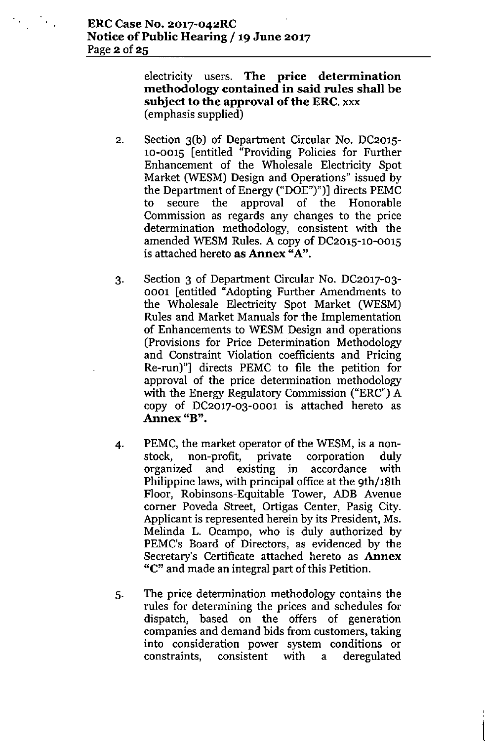electricity users. **The price determination methodology contained in said rules shall be subject to the approval of the ERC.** xxx (emphasis supplied)

2. Section 3(b) of Department Circular No. DC2015-10-0015 [entitled "Providing Policies for Further Enhancement of the Wholesale Electricity Spot Market (WESM) Design and Operations" issued by the Department of Energy ("DOE")")] directs PEMC to secure the approval of the Honorable Commission as regards any changes to the price determination methodology, consistent with the amended WESM Rules. A copy of DC2015-10-0015 is attached hereto **as Annex "A"**.

3. Section 3 of Department Circular No. DC2017-03-0001 [entitled "Adopting Further Amendments to the Wholesale Electricity Spot Market (WESM) Rules and Market Manuals for the Implementation of Enhancements to WESM Design and operations (Provisions for Price Determination Methodology and Constraint Violation coefficients and Pricing Re-run)"] directs PEMC to file the petition for approval of the price determination methodology with the Energy Regulatory Commission ("ERC") A copy of DC2017-03-0001 is attached hereto as **Annex "B"**.

4. PEMC, the market operator of the WESM, is a non-stock, non-profit, private corporation duly organized and existing in accordance with Philippine laws, with principal office at the 9th/18th Floor, Robinsons-Equitable Tower, ADB Avenue corner Poveda Street, Ortigas Center, Pasig City. Applicant is represented herein by its President, Ms. Melinda L. Ocampo, who is duly authorized by PEMC's Board of Directors, as evidenced by the Secretary's Certificate attached hereto as **Annex "C"** and made an integral part of this Petition.

5. The price determination methodology contains the rules for determining the prices and schedules for dispatch, based on the offers of generation companies and demand bids from customers, taking into consideration power system conditions or constraints, consistent with a deregulated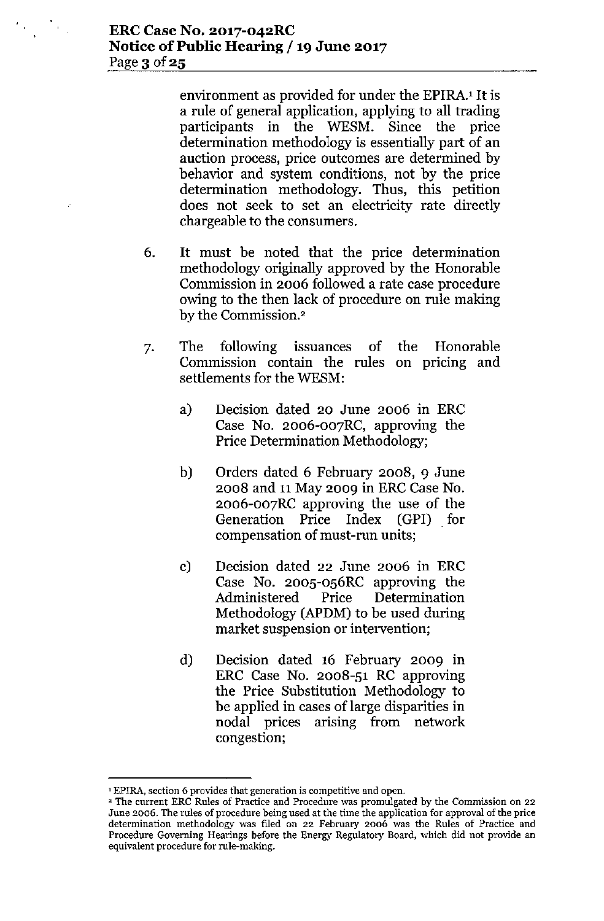environment as provided for under the EPIRA.[1] It is a rule of general application, applying to all trading participants in the WESM. Since the price determination methodology is essentially part of an auction process, price outcomes are determined by behavior and system conditions, not by the price determination methodology. Thus, this petition does not seek to set an electricity rate directly chargeable to the consumers.

6. It must be noted that the price determination methodology originally approved by the Honorable Commission in 2006 followed a rate case procedure owing to the then lack of procedure on rule making by the Commission.[2]

7. The following issuances of the Honorable Commission contain the rules on pricing and settlements for the WESM:

   a) Decision dated 20 June 2006 in ERC Case No. 2006-007RC, approving the Price Determination Methodology;

   b) Orders dated 6 February 2008, 9 June 2008 and 11 May 2009 in ERC Case No. 2006-007RC approving the use of the Generation Price Index (GPI) for compensation of must-run units;

   c) Decision dated 22 June 2006 in ERC Case No. 2005-056RC approving the Administered Price Determination Methodology (APDM) to be used during market suspension or intervention;

   d) Decision dated 16 February 2009 in ERC Case No. 2008-51 RC approving the Price Substitution Methodology to be applied in cases of large disparities in nodal prices arising from network congestion;

---

[1] EPIRA, section 6 provides that generation is competitive and open.

[2] The current ERC Rules of Practice and Procedure was promulgated by the Commission on 22 June 2006. The rules of procedure being used at the time the application for approval of the price determination methodology was filed on 22 February 2006 was the Rules of Practice and Procedure Governing Hearings before the Energy Regulatory Board, which did not provide an equivalent procedure for rule-making.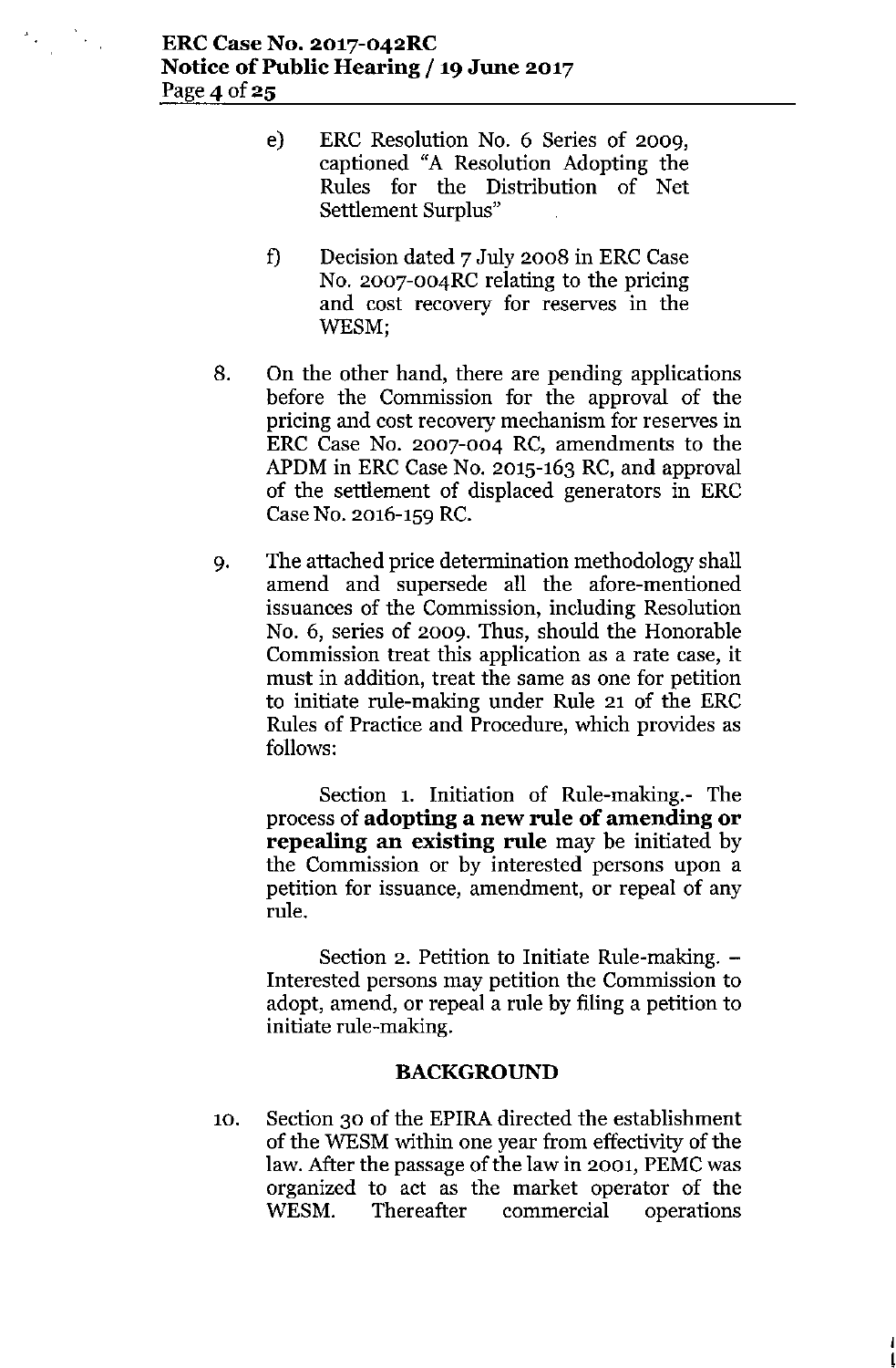e) ERC Resolution No. 6 Series of 2009, captioned "A Resolution Adopting the Rules for the Distribution of Net Settlement Surplus"

f) Decision dated 7 July 2008 in ERC Case No. 2007-004RC relating to the pricing and cost recovery for reserves in the WESM;

8. On the other hand, there are pending applications before the Commission for the approval of the pricing and cost recovery mechanism for reserves in ERC Case No. 2007-004 RC, amendments to the APDM in ERC Case No. 2015-163 RC, and approval of the settlement of displaced generators in ERC Case No. 2016-159 RC.

9. The attached price determination methodology shall amend and supersede all the afore-mentioned issuances of the Commission, including Resolution No. 6, series of 2009. Thus, should the Honorable Commission treat this application as a rate case, it must in addition, treat the same as one for petition to initiate rule-making under Rule 21 of the ERC Rules of Practice and Procedure, which provides as follows:

   Section 1. Initiation of Rule-making.- The process of **adopting a new rule of amending or repealing an existing rule** may be initiated by the Commission or by interested persons upon a petition for issuance, amendment, or repeal of any rule.

   Section 2. Petition to Initiate Rule-making. – Interested persons may petition the Commission to adopt, amend, or repeal a rule by filing a petition to initiate rule-making.

## BACKGROUND

10. Section 30 of the EPIRA directed the establishment of the WESM within one year from effectivity of the law. After the passage of the law in 2001, PEMC was organized to act as the market operator of the WESM. Thereafter commercial operations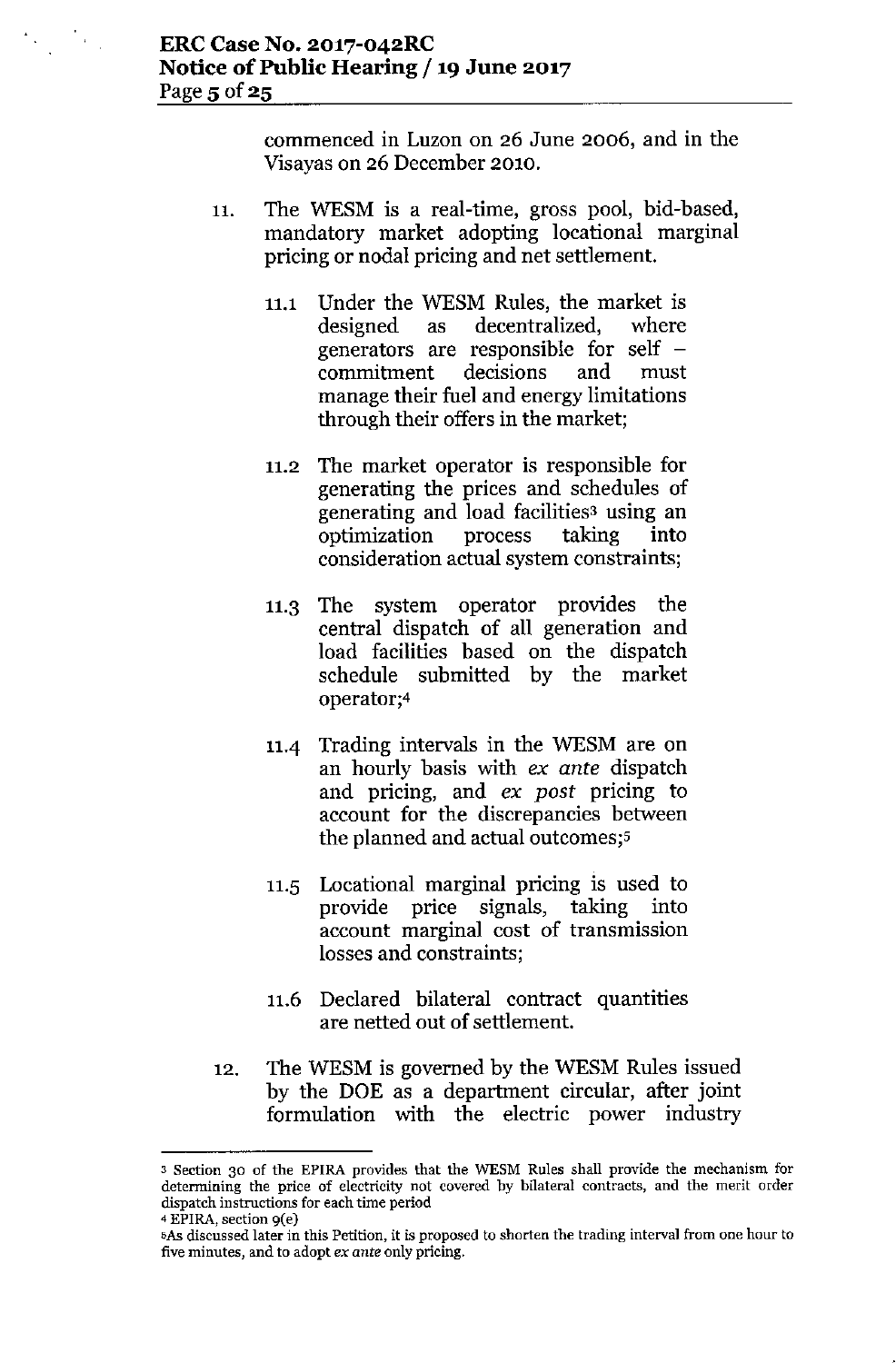commenced in Luzon on 26 June 2006, and in the Visayas on 26 December 2010.

11. The WESM is a real-time, gross pool, bid-based, mandatory market adopting locational marginal pricing or nodal pricing and net settlement.

    11.1 Under the WESM Rules, the market is designed as decentralized, where generators are responsible for self – commitment decisions and must manage their fuel and energy limitations through their offers in the market;

    11.2 The market operator is responsible for generating the prices and schedules of generating and load facilities[3] using an optimization process taking into consideration actual system constraints;

    11.3 The system operator provides the central dispatch of all generation and load facilities based on the dispatch schedule submitted by the market operator;[4]

    11.4 Trading intervals in the WESM are on an hourly basis with *ex ante* dispatch and pricing, and *ex post* pricing to account for the discrepancies between the planned and actual outcomes;[5]

    11.5 Locational marginal pricing is used to provide price signals, taking into account marginal cost of transmission losses and constraints;

    11.6 Declared bilateral contract quantities are netted out of settlement.

12. The WESM is governed by the WESM Rules issued by the DOE as a department circular, after joint formulation with the electric power industry

---

[3] Section 30 of the EPIRA provides that the WESM Rules shall provide the mechanism for determining the price of electricity not covered by bilateral contracts, and the merit order dispatch instructions for each time period

[4] EPIRA, section 9(e)

[5] As discussed later in this Petition, it is proposed to shorten the trading interval from one hour to five minutes, and to adopt *ex ante* only pricing.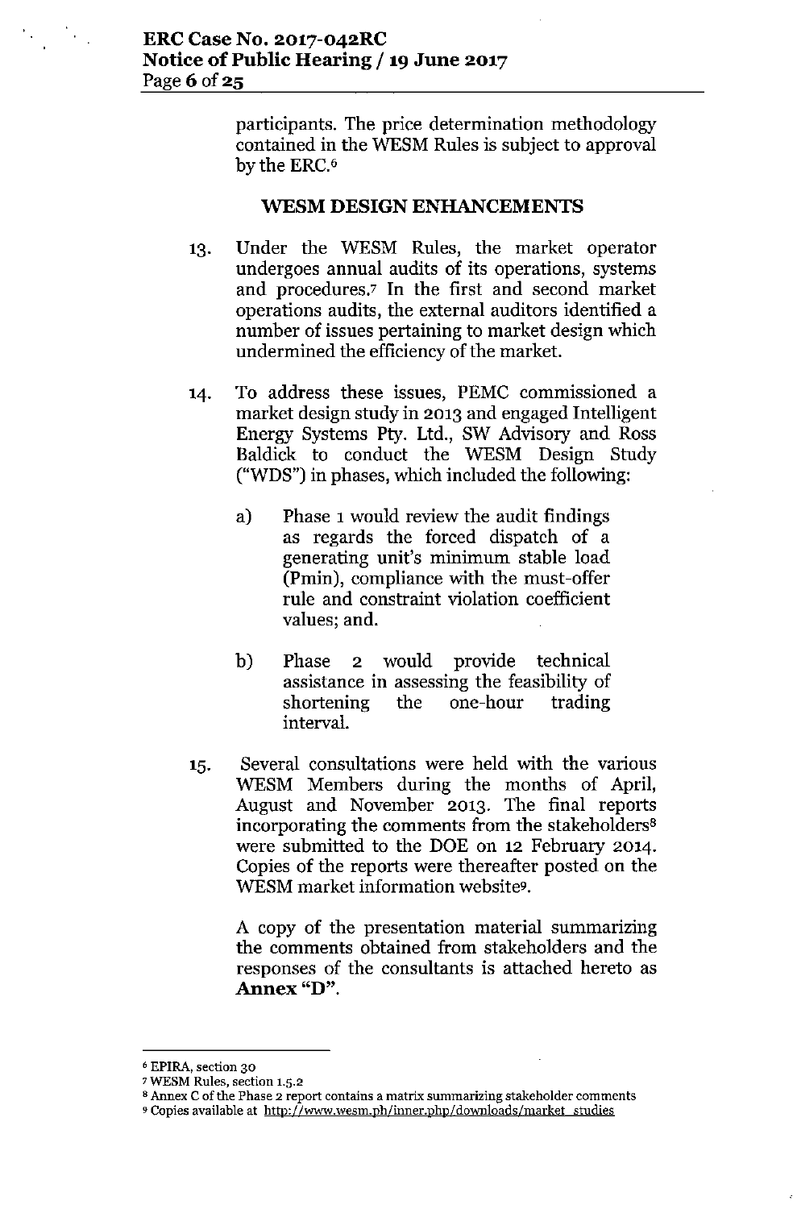participants. The price determination methodology contained in the WESM Rules is subject to approval by the ERC.[6]

## WESM DESIGN ENHANCEMENTS

13. Under the WESM Rules, the market operator undergoes annual audits of its operations, systems and procedures.[7] In the first and second market operations audits, the external auditors identified a number of issues pertaining to market design which undermined the efficiency of the market.

14. To address these issues, PEMC commissioned a market design study in 2013 and engaged Intelligent Energy Systems Pty. Ltd., SW Advisory and Ross Baldick to conduct the WESM Design Study ("WDS") in phases, which included the following:

    a) Phase 1 would review the audit findings as regards the forced dispatch of a generating unit's minimum stable load (Pmin), compliance with the must-offer rule and constraint violation coefficient values; and.

    b) Phase 2 would provide technical assistance in assessing the feasibility of shortening the one-hour trading interval.

15. Several consultations were held with the various WESM Members during the months of April, August and November 2013. The final reports incorporating the comments from the stakeholders[8] were submitted to the DOE on 12 February 2014. Copies of the reports were thereafter posted on the WESM market information website[9].

    A copy of the presentation material summarizing the comments obtained from stakeholders and the responses of the consultants is attached hereto as **Annex "D"**.

---

[6] EPIRA, section 30

[7] WESM Rules, section 1.5.2

[8] Annex C of the Phase 2 report contains a matrix summarizing stakeholder comments

[9] Copies available at http://www.wesm.ph/inner.php/downloads/market_studies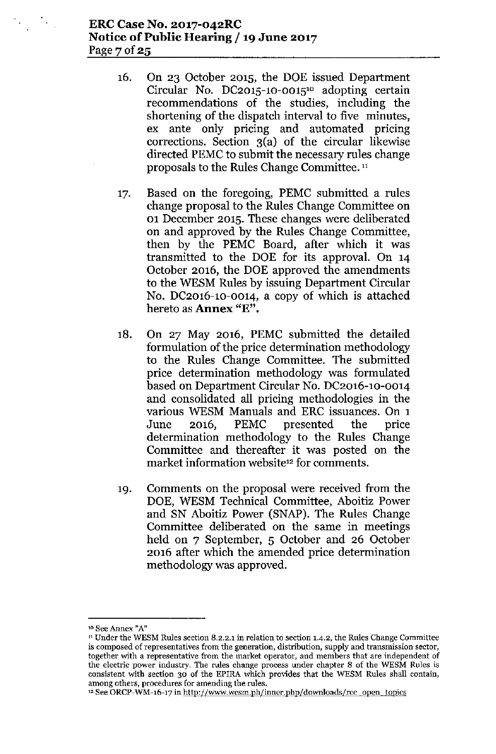16. On 23 October 2015, the DOE issued Department Circular No. DC2015-10-0015[10] adopting certain recommendations of the studies, including the shortening of the dispatch interval to five minutes, ex ante only pricing and automated pricing corrections. Section 3(a) of the circular likewise directed PEMC to submit the necessary rules change proposals to the Rules Change Committee.[11]

17. Based on the foregoing, PEMC submitted a rules change proposal to the Rules Change Committee on 01 December 2015. These changes were deliberated on and approved by the Rules Change Committee, then by the PEMC Board, after which it was transmitted to the DOE for its approval. On 14 October 2016, the DOE approved the amendments to the WESM Rules by issuing Department Circular No. DC2016-10-0014, a copy of which is attached hereto as **Annex "E"**.

18. On 27 May 2016, PEMC submitted the detailed formulation of the price determination methodology to the Rules Change Committee. The submitted price determination methodology was formulated based on Department Circular No. DC2016-10-0014 and consolidated all pricing methodologies in the various WESM Manuals and ERC issuances. On 1 June 2016, PEMC presented the price determination methodology to the Rules Change Committee and thereafter it was posted on the market information website[12] for comments.

19. Comments on the proposal were received from the DOE, WESM Technical Committee, Aboitiz Power and SN Aboitiz Power (SNAP). The Rules Change Committee deliberated on the same in meetings held on 7 September, 5 October and 26 October 2016 after which the amended price determination methodology was approved.

---

[10] See Annex "A"

[11] Under the WESM Rules section 8.2.2.1 in relation to section 1.4.2, the Rules Change Committee is composed of representatives from the generation, distribution, supply and transmission sector, together with a representative from the market operator, and members that are independent of the electric power industry. The rules change process under chapter 8 of the WESM Rules is consistent with section 30 of the EPIRA which provides that the WESM Rules shall contain, among others, procedures for amending the rules.

[12] See ORCP-WM-16-17 in http://www.wesm.ph/inner.php/downloads/rcc_open_topics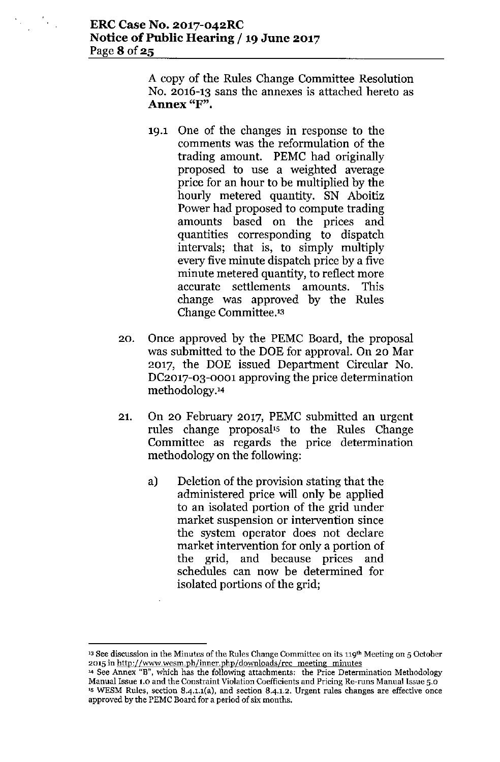A copy of the Rules Change Committee Resolution No. 2016-13 sans the annexes is attached hereto as **Annex "F"**.

19.1 One of the changes in response to the comments was the reformulation of the trading amount. PEMC had originally proposed to use a weighted average price for an hour to be multiplied by the hourly metered quantity. SN Aboitiz Power had proposed to compute trading amounts based on the prices and quantities corresponding to dispatch intervals; that is, to simply multiply every five minute dispatch price by a five minute metered quantity, to reflect more accurate settlements amounts. This change was approved by the Rules Change Committee.[13]

20. Once approved by the PEMC Board, the proposal was submitted to the DOE for approval. On 20 Mar 2017, the DOE issued Department Circular No. DC2017-03-0001 approving the price determination methodology.[14]

21. On 20 February 2017, PEMC submitted an urgent rules change proposal[15] to the Rules Change Committee as regards the price determination methodology on the following:

   a) Deletion of the provision stating that the administered price will only be applied to an isolated portion of the grid under market suspension or intervention since the system operator does not declare market intervention for only a portion of the grid, and because prices and schedules can now be determined for isolated portions of the grid;

---

[13] See discussion in the Minutes of the Rules Change Committee on its 119th Meeting on 5 October 2015 in http://www.wesm.ph/inner.php/downloads/rcc_meeting_minutes

[14] See Annex "B", which has the following attachments: the Price Determination Methodology Manual Issue 1.0 and the Constraint Violation Coefficients and Pricing Re-runs Manual Issue 5.0

[15] WESM Rules, section 8.4.1.1(a), and section 8.4.1.2. Urgent rules changes are effective once approved by the PEMC Board for a period of six months.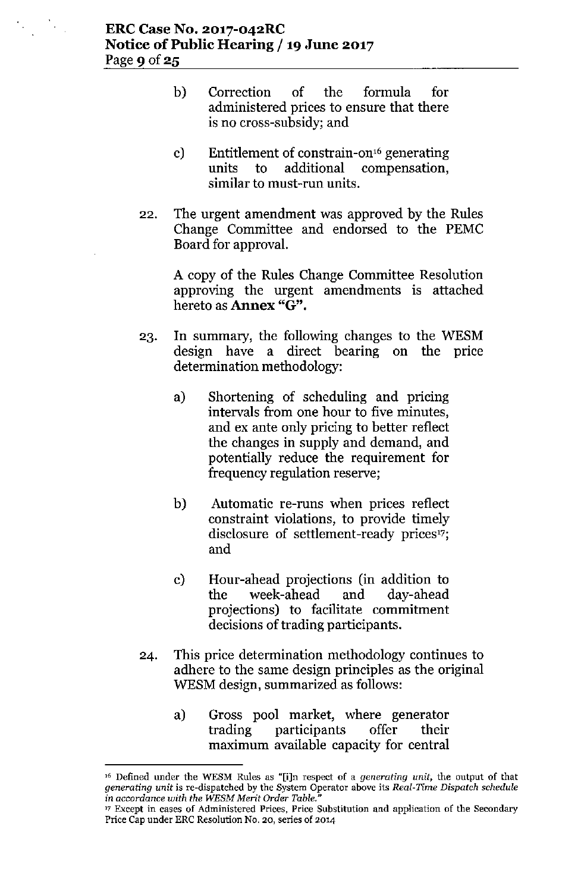b) Correction of the formula for administered prices to ensure that there is no cross-subsidy; and

c) Entitlement of constrain-on[16] generating units to additional compensation, similar to must-run units.

22. The urgent amendment was approved by the Rules Change Committee and endorsed to the PEMC Board for approval.

    A copy of the Rules Change Committee Resolution approving the urgent amendments is attached hereto as **Annex "G"**.

23. In summary, the following changes to the WESM design have a direct bearing on the price determination methodology:

    a) Shortening of scheduling and pricing intervals from one hour to five minutes, and ex ante only pricing to better reflect the changes in supply and demand, and potentially reduce the requirement for frequency regulation reserve;

    b) Automatic re-runs when prices reflect constraint violations, to provide timely disclosure of settlement-ready prices[17]; and

    c) Hour-ahead projections (in addition to the week-ahead and day-ahead projections) to facilitate commitment decisions of trading participants.

24. This price determination methodology continues to adhere to the same design principles as the original WESM design, summarized as follows:

    a) Gross pool market, where generator trading participants offer their maximum available capacity for central

---

[16] Defined under the WESM Rules as "[i]n respect of a *generating unit*, the output of that *generating unit* is re-dispatched by the System Operator above its *Real-Time Dispatch schedule in accordance with the WESM Merit Order Table.*"

[17] Except in cases of Administered Prices, Price Substitution and application of the Secondary Price Cap under ERC Resolution No. 20, series of 2014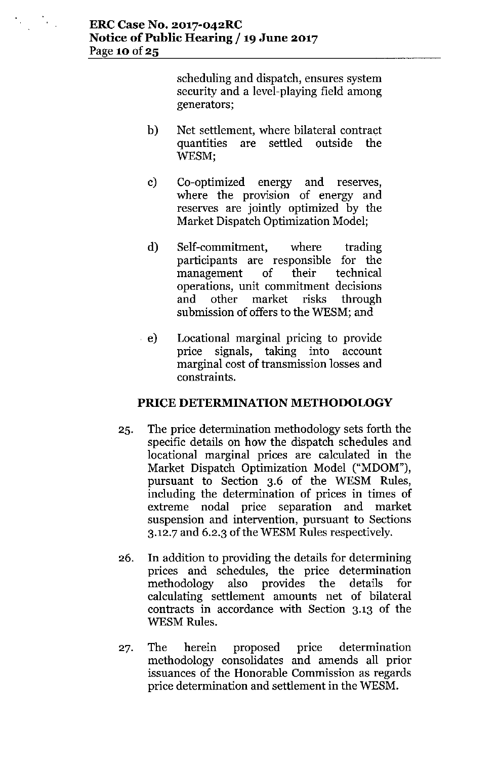scheduling and dispatch, ensures system security and a level-playing field among generators;

b) Net settlement, where bilateral contract quantities are settled outside the WESM;

c) Co-optimized energy and reserves, where the provision of energy and reserves are jointly optimized by the Market Dispatch Optimization Model;

d) Self-commitment, where trading participants are responsible for the management of their technical operations, unit commitment decisions and other market risks through submission of offers to the WESM; and

e) Locational marginal pricing to provide price signals, taking into account marginal cost of transmission losses and constraints.

## PRICE DETERMINATION METHODOLOGY

25. The price determination methodology sets forth the specific details on how the dispatch schedules and locational marginal prices are calculated in the Market Dispatch Optimization Model ("MDOM"), pursuant to Section 3.6 of the WESM Rules, including the determination of prices in times of extreme nodal price separation and market suspension and intervention, pursuant to Sections 3.12.7 and 6.2.3 of the WESM Rules respectively.

26. In addition to providing the details for determining prices and schedules, the price determination methodology also provides the details for calculating settlement amounts net of bilateral contracts in accordance with Section 3.13 of the WESM Rules.

27. The herein proposed price determination methodology consolidates and amends all prior issuances of the Honorable Commission as regards price determination and settlement in the WESM.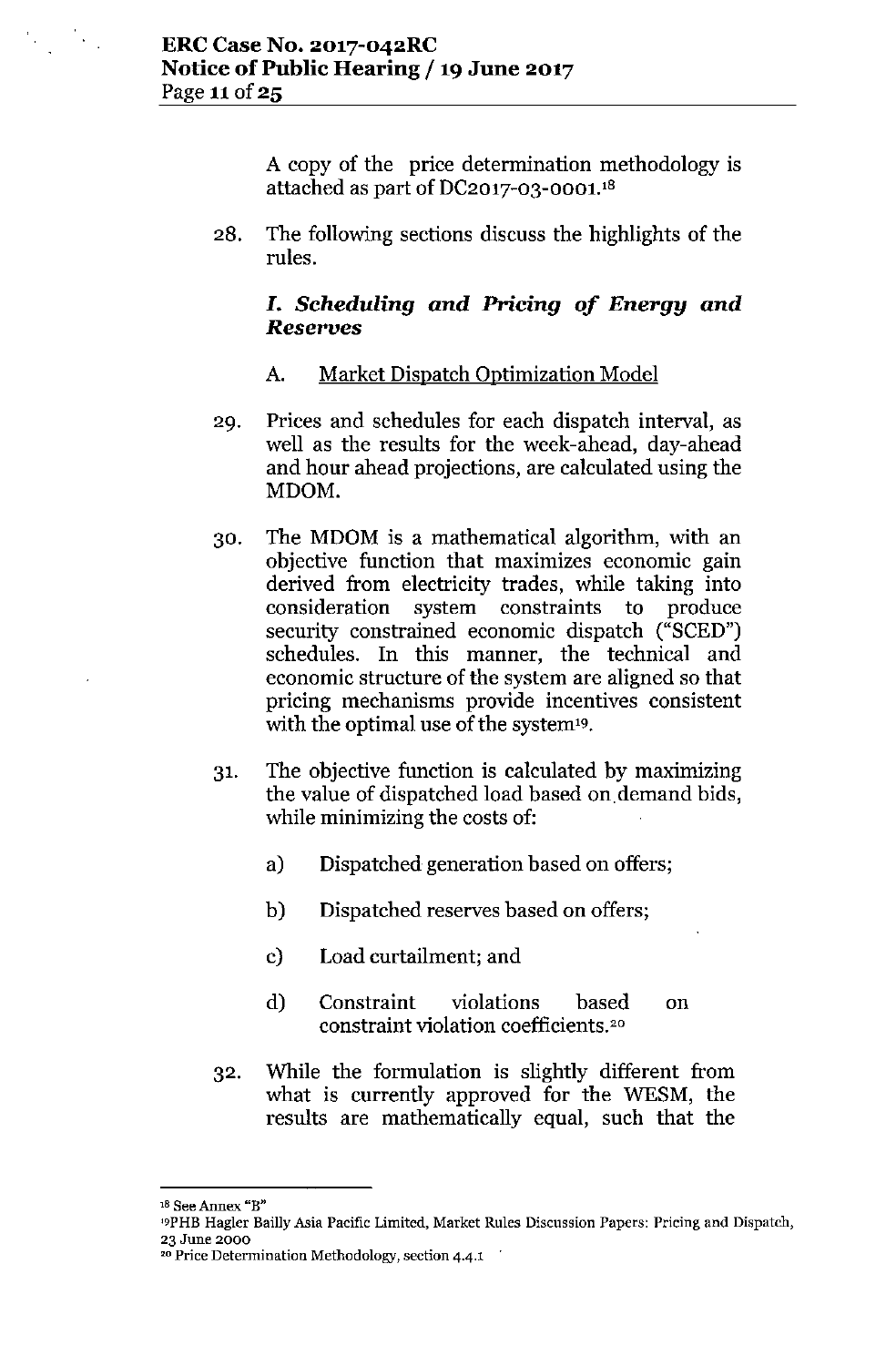A copy of the price determination methodology is attached as part of DC2017-03-0001.[18]

28. The following sections discuss the highlights of the rules.

### *I. Scheduling and Pricing of Energy and Reserves*

A. Market Dispatch Optimization Model

29. Prices and schedules for each dispatch interval, as well as the results for the week-ahead, day-ahead and hour ahead projections, are calculated using the MDOM.

30. The MDOM is a mathematical algorithm, with an objective function that maximizes economic gain derived from electricity trades, while taking into consideration system constraints to produce security constrained economic dispatch ("SCED") schedules. In this manner, the technical and economic structure of the system are aligned so that pricing mechanisms provide incentives consistent with the optimal use of the system[19].

31. The objective function is calculated by maximizing the value of dispatched load based on demand bids, while minimizing the costs of:

    a) Dispatched generation based on offers;

    b) Dispatched reserves based on offers;

    c) Load curtailment; and

    d) Constraint violations based on constraint violation coefficients.[20]

32. While the formulation is slightly different from what is currently approved for the WESM, the results are mathematically equal, such that the

---

[18] See Annex "B"

[19] PHB Hagler Bailly Asia Pacific Limited, Market Rules Discussion Papers: Pricing and Dispatch, 23 June 2000

[20] Price Determination Methodology, section 4.4.1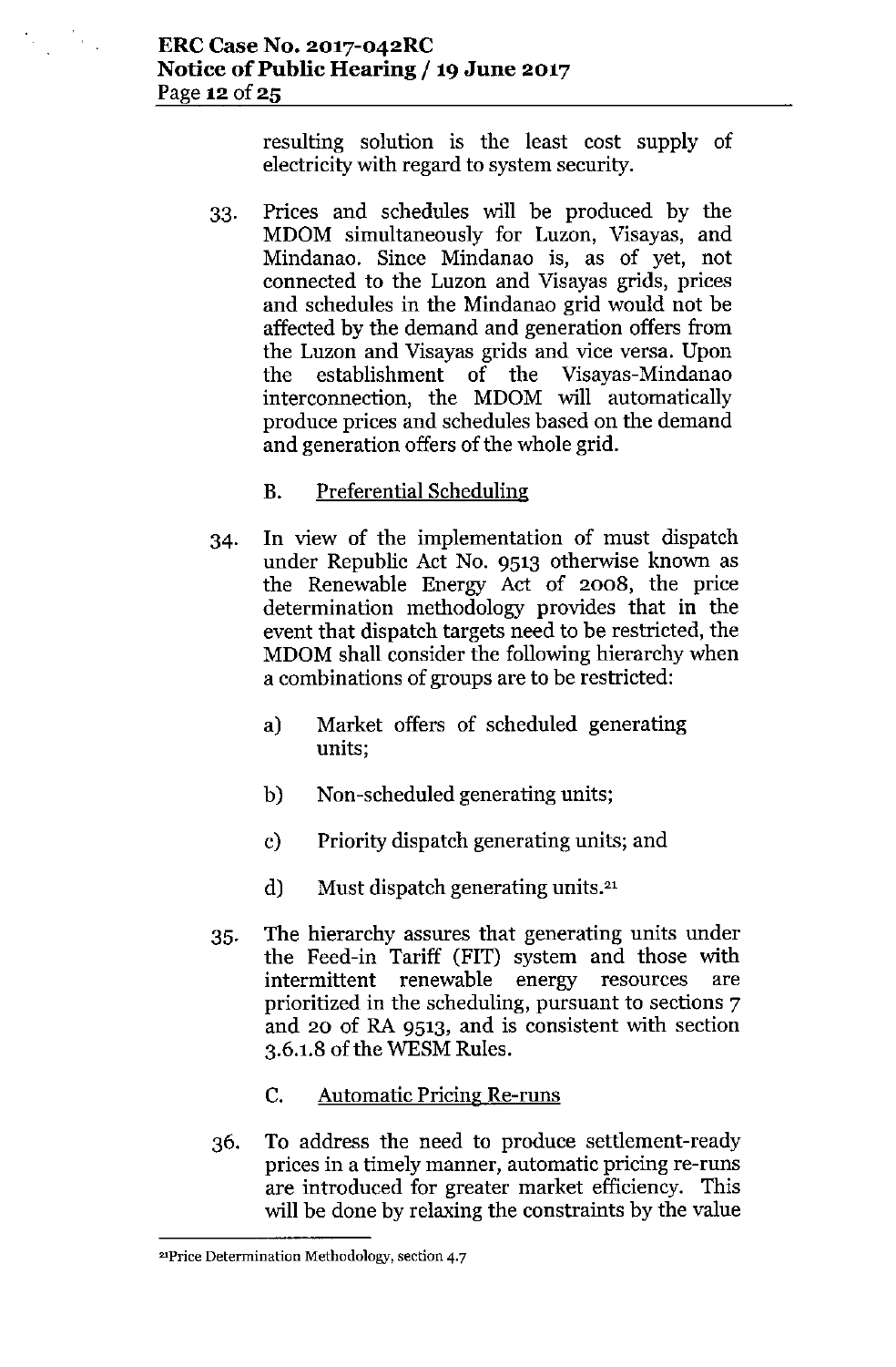resulting solution is the least cost supply of electricity with regard to system security.

33. Prices and schedules will be produced by the MDOM simultaneously for Luzon, Visayas, and Mindanao. Since Mindanao is, as of yet, not connected to the Luzon and Visayas grids, prices and schedules in the Mindanao grid would not be affected by the demand and generation offers from the Luzon and Visayas grids and vice versa. Upon the establishment of the Visayas-Mindanao interconnection, the MDOM will automatically produce prices and schedules based on the demand and generation offers of the whole grid.

### B. Preferential Scheduling

34. In view of the implementation of must dispatch under Republic Act No. 9513 otherwise known as the Renewable Energy Act of 2008, the price determination methodology provides that in the event that dispatch targets need to be restricted, the MDOM shall consider the following hierarchy when a combinations of groups are to be restricted:

    a) Market offers of scheduled generating units;

    b) Non-scheduled generating units;

    c) Priority dispatch generating units; and

    d) Must dispatch generating units.[21]

35. The hierarchy assures that generating units under the Feed-in Tariff (FIT) system and those with intermittent renewable energy resources are prioritized in the scheduling, pursuant to sections 7 and 20 of RA 9513, and is consistent with section 3.6.1.8 of the WESM Rules.

### C. Automatic Pricing Re-runs

36. To address the need to produce settlement-ready prices in a timely manner, automatic pricing re-runs are introduced for greater market efficiency. This will be done by relaxing the constraints by the value

---

[21] Price Determination Methodology, section 4.7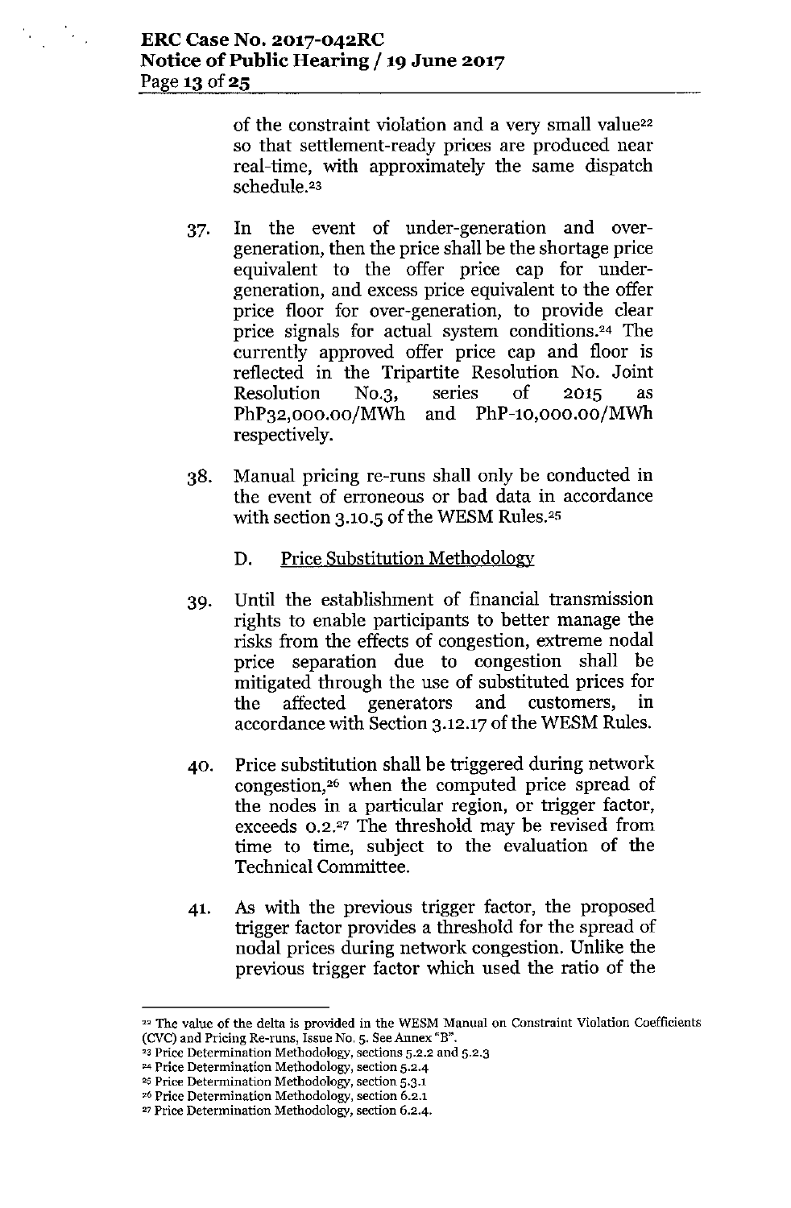of the constraint violation and a very small value[22] so that settlement-ready prices are produced near real-time, with approximately the same dispatch schedule.[23]

37. In the event of under-generation and over-generation, then the price shall be the shortage price equivalent to the offer price cap for under-generation, and excess price equivalent to the offer price floor for over-generation, to provide clear price signals for actual system conditions.[24] The currently approved offer price cap and floor is reflected in the Tripartite Resolution No. Joint Resolution No.3, series of 2015 as PhP32,000.00/MWh and PhP-10,000.00/MWh respectively.

38. Manual pricing re-runs shall only be conducted in the event of erroneous or bad data in accordance with section 3.10.5 of the WESM Rules.[25]

D. Price Substitution Methodology

39. Until the establishment of financial transmission rights to enable participants to better manage the risks from the effects of congestion, extreme nodal price separation due to congestion shall be mitigated through the use of substituted prices for the affected generators and customers, in accordance with Section 3.12.17 of the WESM Rules.

40. Price substitution shall be triggered during network congestion,[26] when the computed price spread of the nodes in a particular region, or trigger factor, exceeds 0.2.[27] The threshold may be revised from time to time, subject to the evaluation of the Technical Committee.

41. As with the previous trigger factor, the proposed trigger factor provides a threshold for the spread of nodal prices during network congestion. Unlike the previous trigger factor which used the ratio of the

---

[22] The value of the delta is provided in the WESM Manual on Constraint Violation Coefficients (CVC) and Pricing Re-runs, Issue No. 5. See Annex "B".

[23] Price Determination Methodology, sections 5.2.2 and 5.2.3

[24] Price Determination Methodology, section 5.2.4

[25] Price Determination Methodology, section 5.3.1

[26] Price Determination Methodology, section 6.2.1

[27] Price Determination Methodology, section 6.2.4.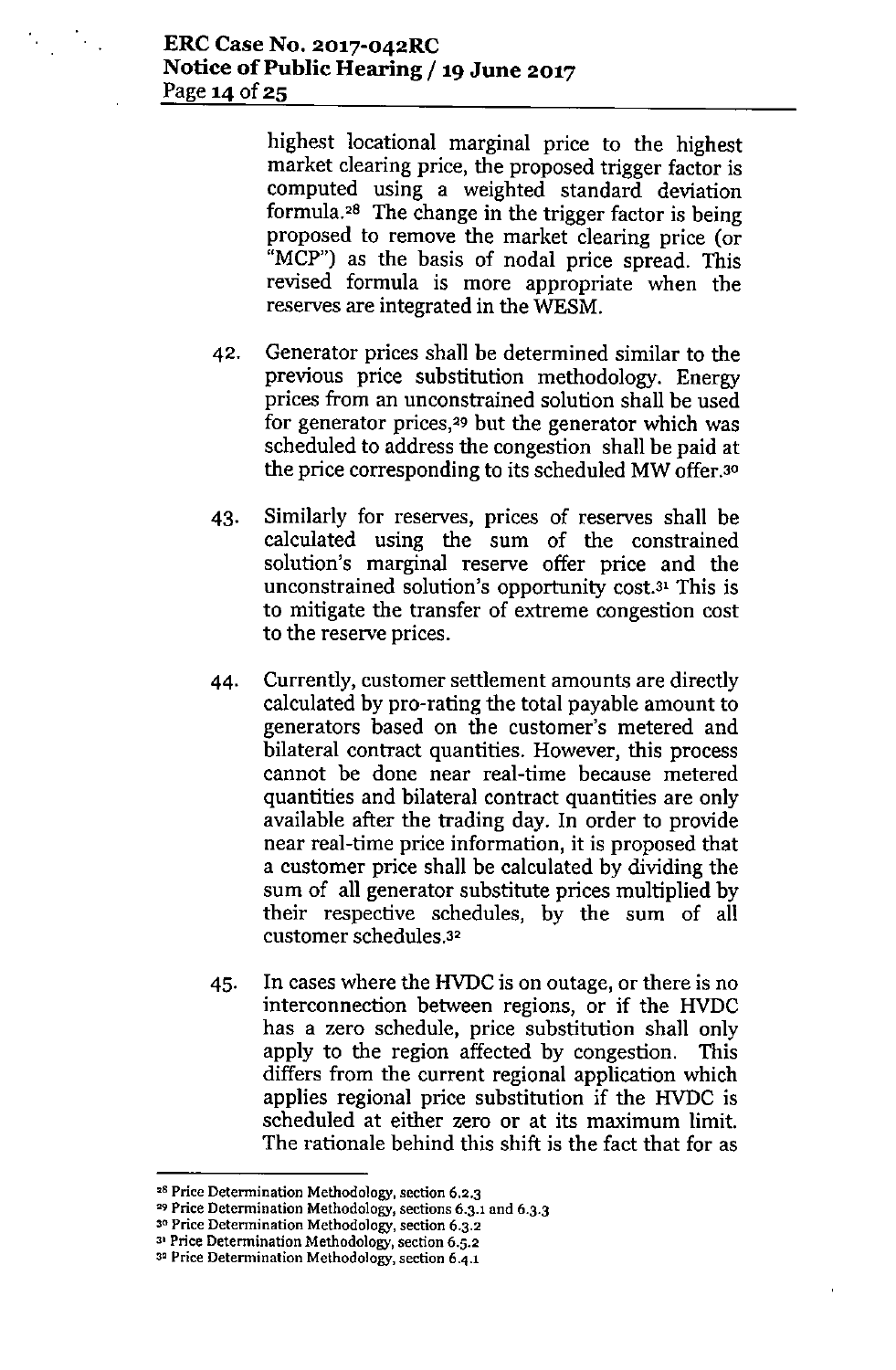highest locational marginal price to the highest market clearing price, the proposed trigger factor is computed using a weighted standard deviation formula.[28] The change in the trigger factor is being proposed to remove the market clearing price (or "MCP") as the basis of nodal price spread. This revised formula is more appropriate when the reserves are integrated in the WESM.

42. Generator prices shall be determined similar to the previous price substitution methodology. Energy prices from an unconstrained solution shall be used for generator prices,[29] but the generator which was scheduled to address the congestion shall be paid at the price corresponding to its scheduled MW offer.[30]

43. Similarly for reserves, prices of reserves shall be calculated using the sum of the constrained solution's marginal reserve offer price and the unconstrained solution's opportunity cost.[31] This is to mitigate the transfer of extreme congestion cost to the reserve prices.

44. Currently, customer settlement amounts are directly calculated by pro-rating the total payable amount to generators based on the customer's metered and bilateral contract quantities. However, this process cannot be done near real-time because metered quantities and bilateral contract quantities are only available after the trading day. In order to provide near real-time price information, it is proposed that a customer price shall be calculated by dividing the sum of all generator substitute prices multiplied by their respective schedules, by the sum of all customer schedules.[32]

45. In cases where the HVDC is on outage, or there is no interconnection between regions, or if the HVDC has a zero schedule, price substitution shall only apply to the region affected by congestion. This differs from the current regional application which applies regional price substitution if the HVDC is scheduled at either zero or at its maximum limit. The rationale behind this shift is the fact that for as

---

[28] Price Determination Methodology, section 6.2.3

[29] Price Determination Methodology, sections 6.3.1 and 6.3.3

[30] Price Determination Methodology, section 6.3.2

[31] Price Determination Methodology, section 6.5.2

[32] Price Determination Methodology, section 6.4.1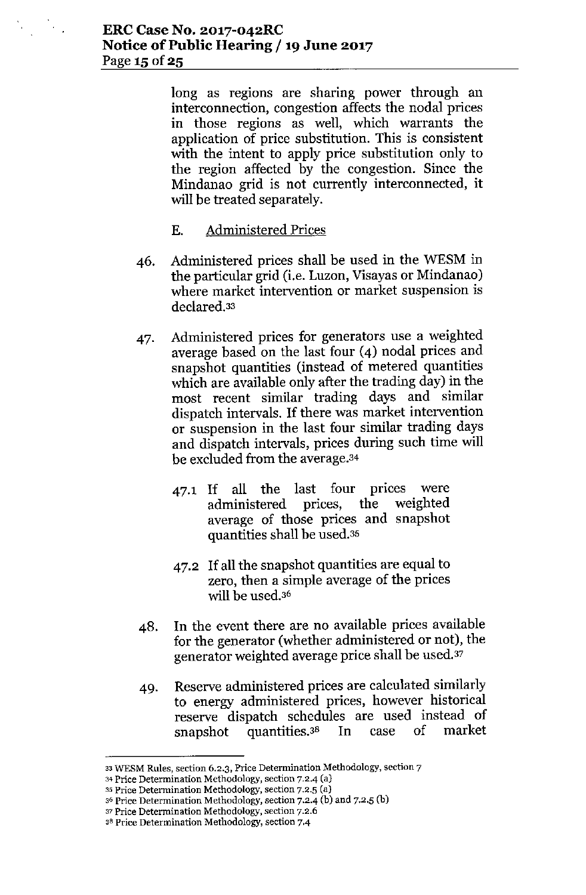long as regions are sharing power through an interconnection, congestion affects the nodal prices in those regions as well, which warrants the application of price substitution. This is consistent with the intent to apply price substitution only to the region affected by the congestion. Since the Mindanao grid is not currently interconnected, it will be treated separately.

E. Administered Prices

46. Administered prices shall be used in the WESM in the particular grid (i.e. Luzon, Visayas or Mindanao) where market intervention or market suspension is declared.[33]

47. Administered prices for generators use a weighted average based on the last four (4) nodal prices and snapshot quantities (instead of metered quantities which are available only after the trading day) in the most recent similar trading days and similar dispatch intervals. If there was market intervention or suspension in the last four similar trading days and dispatch intervals, prices during such time will be excluded from the average.[34]

    47.1 If all the last four prices were administered prices, the weighted average of those prices and snapshot quantities shall be used.[35]

    47.2 If all the snapshot quantities are equal to zero, then a simple average of the prices will be used.[36]

48. In the event there are no available prices available for the generator (whether administered or not), the generator weighted average price shall be used.[37]

49. Reserve administered prices are calculated similarly to energy administered prices, however historical reserve dispatch schedules are used instead of snapshot quantities.[38] In case of market

---

[33] WESM Rules, section 6.2.3, Price Determination Methodology, section 7

[34] Price Determination Methodology, section 7.2.4 (a)

[35] Price Determination Methodology, section 7.2.5 (a)

[36] Price Determination Methodology, section 7.2.4 (b) and 7.2.5 (b)

[37] Price Determination Methodology, section 7.2.6

[38] Price Determination Methodology, section 7.4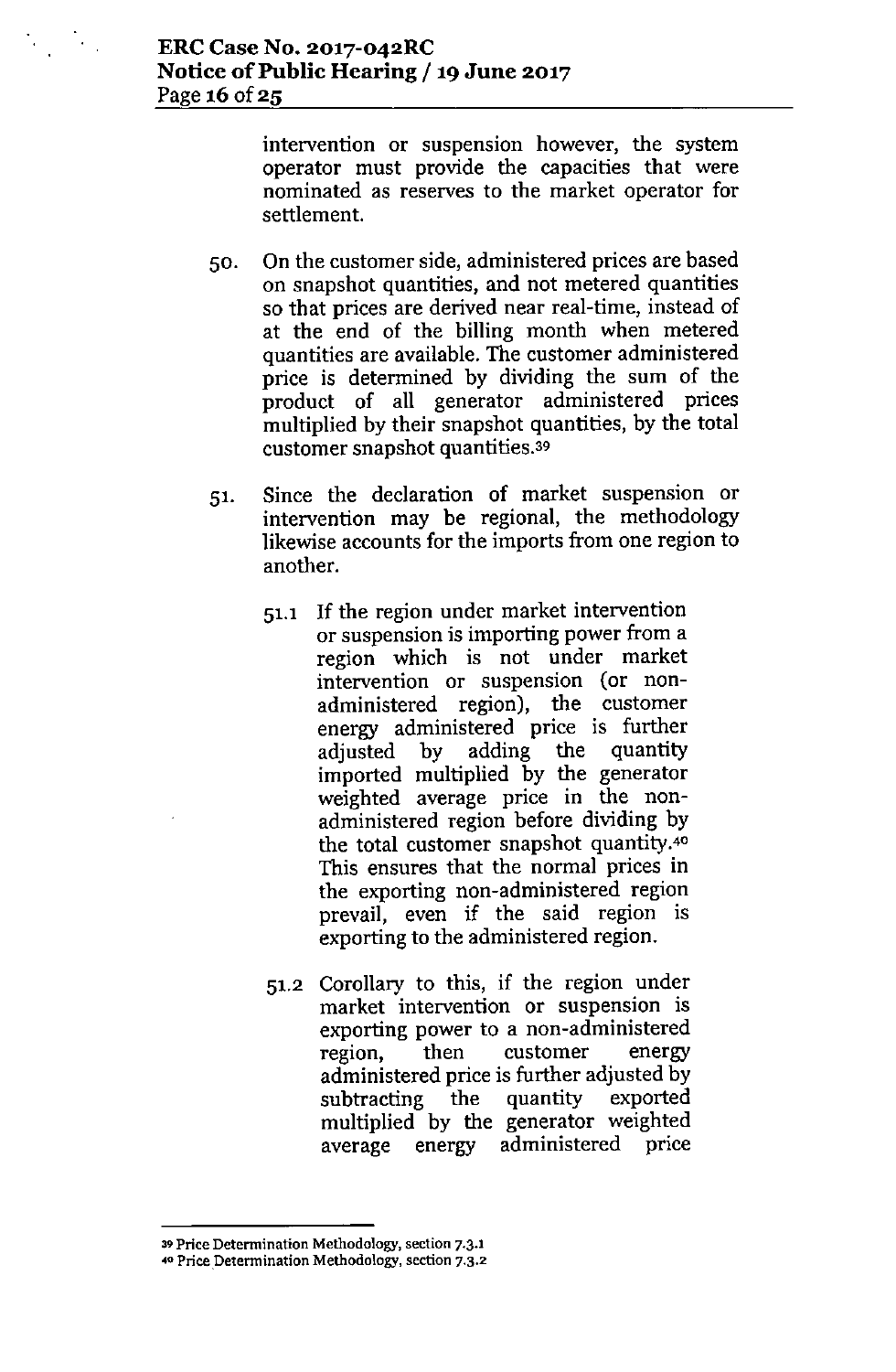intervention or suspension however, the system operator must provide the capacities that were nominated as reserves to the market operator for settlement.

50. On the customer side, administered prices are based on snapshot quantities, and not metered quantities so that prices are derived near real-time, instead of at the end of the billing month when metered quantities are available. The customer administered price is determined by dividing the sum of the product of all generator administered prices multiplied by their snapshot quantities, by the total customer snapshot quantities.[39]

51. Since the declaration of market suspension or intervention may be regional, the methodology likewise accounts for the imports from one region to another.

    51.1 If the region under market intervention or suspension is importing power from a region which is not under market intervention or suspension (or non-administered region), the customer energy administered price is further adjusted by adding the quantity imported multiplied by the generator weighted average price in the non-administered region before dividing by the total customer snapshot quantity.[40] This ensures that the normal prices in the exporting non-administered region prevail, even if the said region is exporting to the administered region.

    51.2 Corollary to this, if the region under market intervention or suspension is exporting power to a non-administered region, then customer energy administered price is further adjusted by subtracting the quantity exported multiplied by the generator weighted average energy administered price

---

[39] Price Determination Methodology, section 7.3.1

[40] Price Determination Methodology, section 7.3.2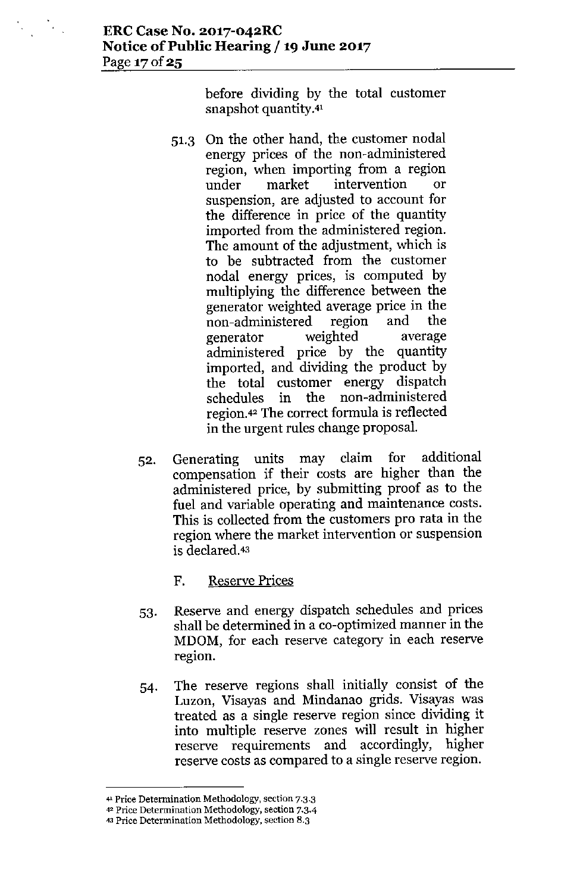before dividing by the total customer snapshot quantity.[41]

51.3 On the other hand, the customer nodal energy prices of the non-administered region, when importing from a region under market intervention or suspension, are adjusted to account for the difference in price of the quantity imported from the administered region. The amount of the adjustment, which is to be subtracted from the customer nodal energy prices, is computed by multiplying the difference between the generator weighted average price in the non-administered region and the generator weighted average administered price by the quantity imported, and dividing the product by the total customer energy dispatch schedules in the non-administered region.[42] The correct formula is reflected in the urgent rules change proposal.

52. Generating units may claim for additional compensation if their costs are higher than the administered price, by submitting proof as to the fuel and variable operating and maintenance costs. This is collected from the customers pro rata in the region where the market intervention or suspension is declared.[43]

F. Reserve Prices

53. Reserve and energy dispatch schedules and prices shall be determined in a co-optimized manner in the MDOM, for each reserve category in each reserve region.

54. The reserve regions shall initially consist of the Luzon, Visayas and Mindanao grids. Visayas was treated as a single reserve region since dividing it into multiple reserve zones will result in higher reserve requirements and accordingly, higher reserve costs as compared to a single reserve region.

---

[41] Price Determination Methodology, section 7.3.3

[42] Price Determination Methodology, section 7.3.4

[43] Price Determination Methodology, section 8.3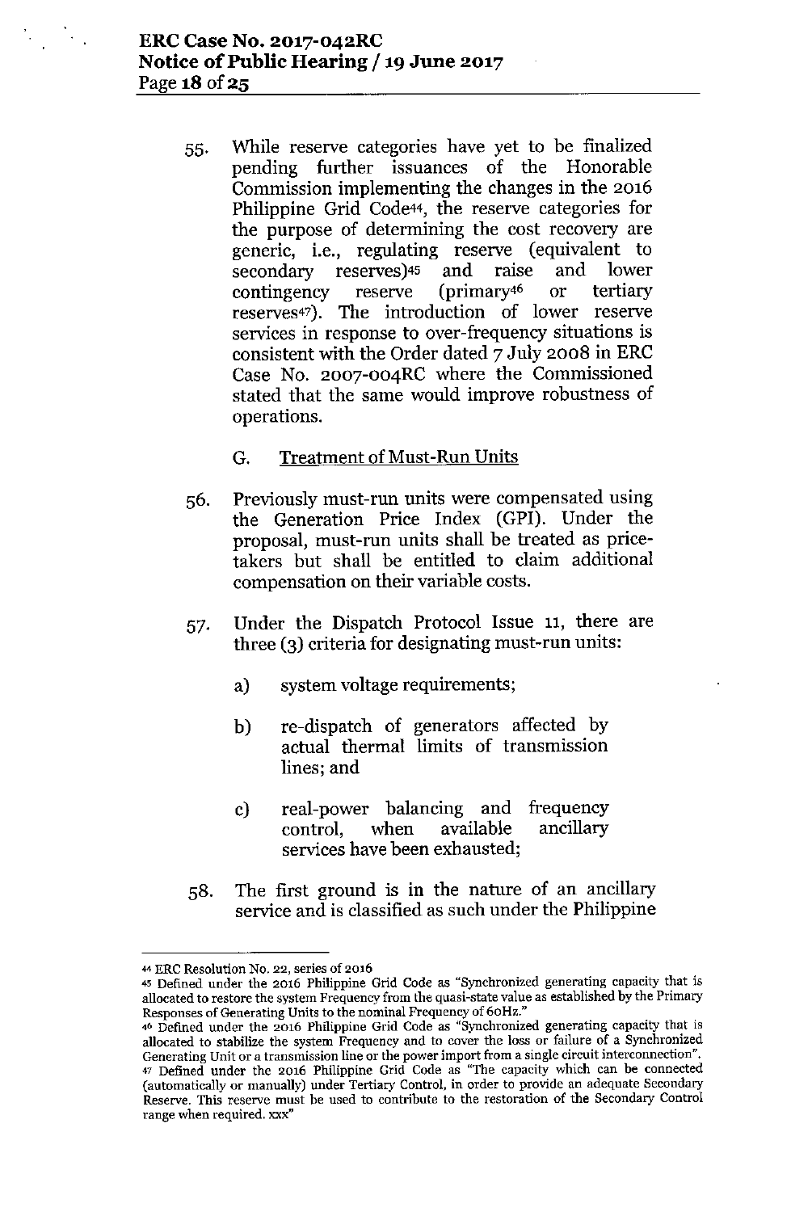55. While reserve categories have yet to be finalized pending further issuances of the Honorable Commission implementing the changes in the 2016 Philippine Grid Code[44], the reserve categories for the purpose of determining the cost recovery are generic, i.e., regulating reserve (equivalent to secondary reserves)[45] and raise and lower contingency reserve (primary[46] or tertiary reserves[47]). The introduction of lower reserve services in response to over-frequency situations is consistent with the Order dated 7 July 2008 in ERC Case No. 2007-004RC where the Commissioned stated that the same would improve robustness of operations.

### G. Treatment of Must-Run Units

56. Previously must-run units were compensated using the Generation Price Index (GPI). Under the proposal, must-run units shall be treated as price-takers but shall be entitled to claim additional compensation on their variable costs.

57. Under the Dispatch Protocol Issue 11, there are three (3) criteria for designating must-run units:

    a) system voltage requirements;

    b) re-dispatch of generators affected by actual thermal limits of transmission lines; and

    c) real-power balancing and frequency control, when available ancillary services have been exhausted;

58. The first ground is in the nature of an ancillary service and is classified as such under the Philippine

---

[44] ERC Resolution No. 22, series of 2016

[45] Defined under the 2016 Philippine Grid Code as "Synchronized generating capacity that is allocated to restore the system Frequency from the quasi-state value as established by the Primary Responses of Generating Units to the nominal Frequency of 60Hz."

[46] Defined under the 2016 Philippine Grid Code as "Synchronized generating capacity that is allocated to stabilize the system Frequency and to cover the loss or failure of a Synchronized Generating Unit or a transmission line or the power import from a single circuit interconnection".

[47] Defined under the 2016 Philippine Grid Code as "The capacity which can be connected (automatically or manually) under Tertiary Control, in order to provide an adequate Secondary Reserve. This reserve must be used to contribute to the restoration of the Secondary Control range when required. xxx"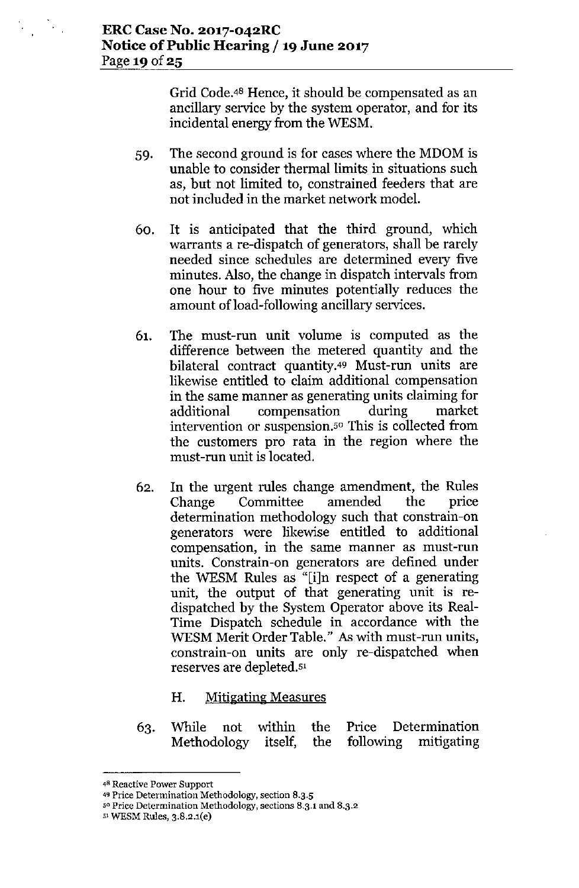Grid Code.[48] Hence, it should be compensated as an ancillary service by the system operator, and for its incidental energy from the WESM.

59. The second ground is for cases where the MDOM is unable to consider thermal limits in situations such as, but not limited to, constrained feeders that are not included in the market network model.

60. It is anticipated that the third ground, which warrants a re-dispatch of generators, shall be rarely needed since schedules are determined every five minutes. Also, the change in dispatch intervals from one hour to five minutes potentially reduces the amount of load-following ancillary services.

61. The must-run unit volume is computed as the difference between the metered quantity and the bilateral contract quantity.[49] Must-run units are likewise entitled to claim additional compensation in the same manner as generating units claiming for additional compensation during market intervention or suspension.[50] This is collected from the customers pro rata in the region where the must-run unit is located.

62. In the urgent rules change amendment, the Rules Change Committee amended the price determination methodology such that constrain-on generators were likewise entitled to additional compensation, in the same manner as must-run units. Constrain-on generators are defined under the WESM Rules as "[i]n respect of a generating unit, the output of that generating unit is re-dispatched by the System Operator above its Real-Time Dispatch schedule in accordance with the WESM Merit Order Table." As with must-run units, constrain-on units are only re-dispatched when reserves are depleted.[51]

### H. Mitigating Measures

63. While not within the Price Determination Methodology itself, the following mitigating

---

[48] Reactive Power Support

[49] Price Determination Methodology, section 8.3.5

[50] Price Determination Methodology, sections 8.3.1 and 8.3.2

[51] WESM Rules, 3.8.2.1(e)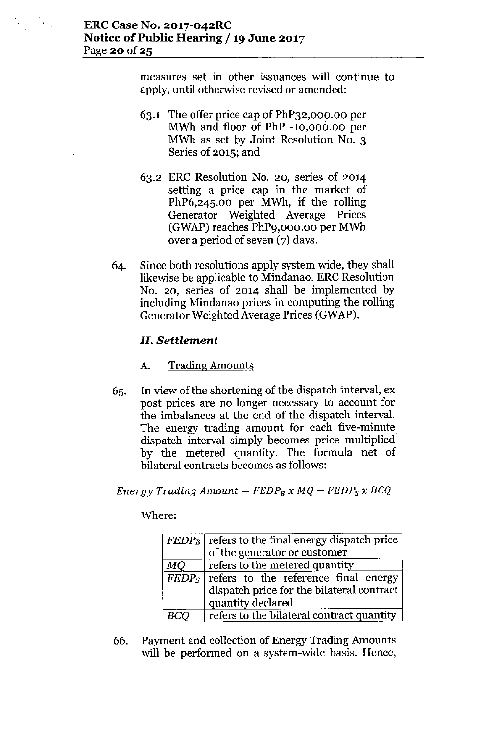measures set in other issuances will continue to apply, until otherwise revised or amended:

63.1 The offer price cap of PhP32,000.00 per MWh and floor of PhP -10,000.00 per MWh as set by Joint Resolution No. 3 Series of 2015; and

63.2 ERC Resolution No. 20, series of 2014 setting a price cap in the market of PhP6,245.00 per MWh, if the rolling Generator Weighted Average Prices (GWAP) reaches PhP9,000.00 per MWh over a period of seven (7) days.

64. Since both resolutions apply system wide, they shall likewise be applicable to Mindanao. ERC Resolution No. 20, series of 2014 shall be implemented by including Mindanao prices in computing the rolling Generator Weighted Average Prices (GWAP).

### *II. Settlement*

A. <u>Trading Amounts</u>

65. In view of the shortening of the dispatch interval, ex post prices are no longer necessary to account for the imbalances at the end of the dispatch interval. The energy trading amount for each five-minute dispatch interval simply becomes price multiplied by the metered quantity. The formula net of bilateral contracts becomes as follows:

$$Energy\ Trading\ Amount = FEDP_B\ x\ MQ - FEDP_S\ x\ BCQ$$

Where:

| | |
|---|---|
| $FEDP_B$ | refers to the final energy dispatch price of the generator or customer |
| $MQ$ | refers to the metered quantity |
| $FEDP_S$ | refers to the reference final energy dispatch price for the bilateral contract quantity declared |
| $BCQ$ | refers to the bilateral contract quantity |

66. Payment and collection of Energy Trading Amounts will be performed on a system-wide basis. Hence,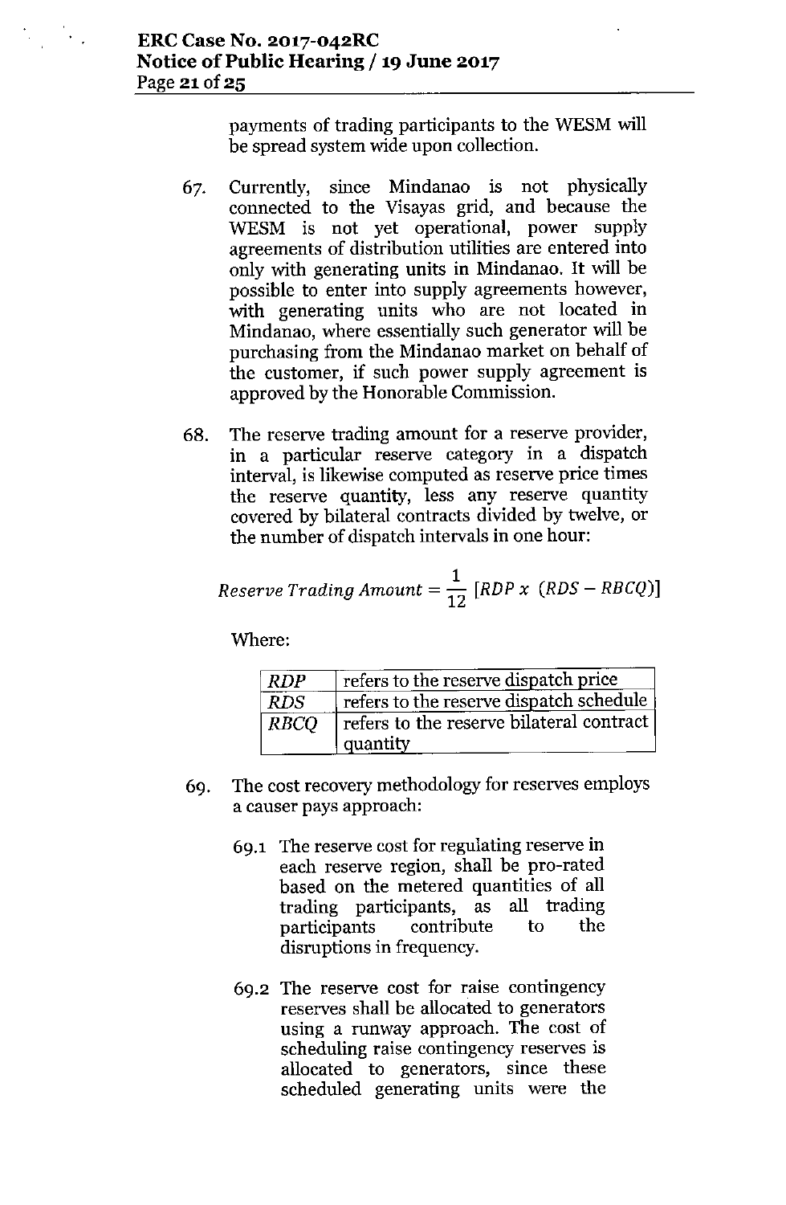payments of trading participants to the WESM will be spread system wide upon collection.

67. Currently, since Mindanao is not physically connected to the Visayas grid, and because the WESM is not yet operational, power supply agreements of distribution utilities are entered into only with generating units in Mindanao. It will be possible to enter into supply agreements however, with generating units who are not located in Mindanao, where essentially such generator will be purchasing from the Mindanao market on behalf of the customer, if such power supply agreement is approved by the Honorable Commission.

68. The reserve trading amount for a reserve provider, in a particular reserve category in a dispatch interval, is likewise computed as reserve price times the reserve quantity, less any reserve quantity covered by bilateral contracts divided by twelve, or the number of dispatch intervals in one hour:

$$Reserve\ Trading\ Amount = \frac{1}{12}\ [RDP\ x\ \ (RDS - RBCQ)]$$

Where:

| | |
|---|---|
| *RDP* | refers to the reserve dispatch price |
| *RDS* | refers to the reserve dispatch schedule |
| *RBCQ* | refers to the reserve bilateral contract quantity |

69. The cost recovery methodology for reserves employs a causer pays approach:

    69.1 The reserve cost for regulating reserve in each reserve region, shall be pro-rated based on the metered quantities of all trading participants, as all trading participants contribute to the disruptions in frequency.

    69.2 The reserve cost for raise contingency reserves shall be allocated to generators using a runway approach. The cost of scheduling raise contingency reserves is allocated to generators, since these scheduled generating units were the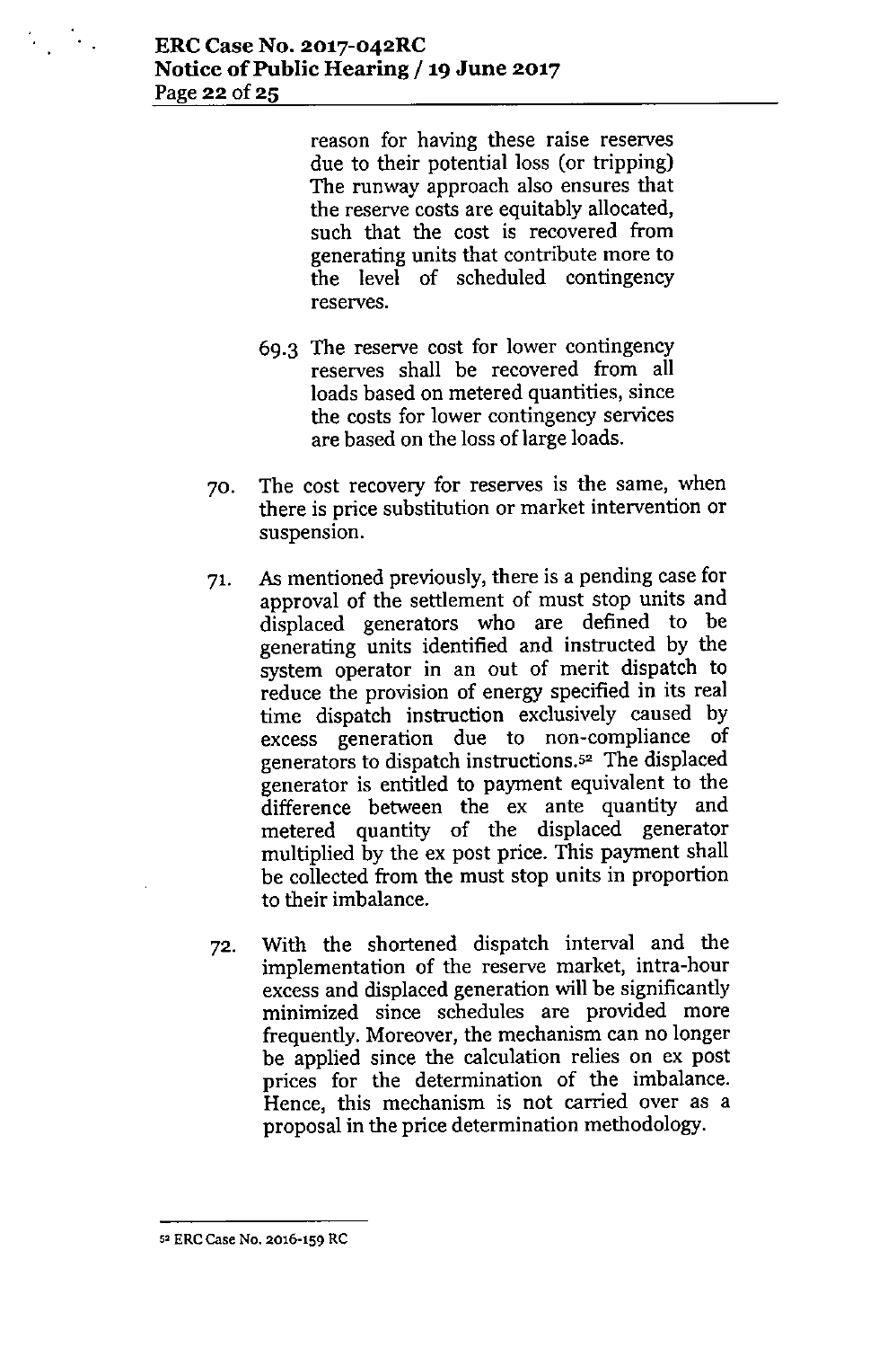reason for having these raise reserves due to their potential loss (or tripping) The runway approach also ensures that the reserve costs are equitably allocated, such that the cost is recovered from generating units that contribute more to the level of scheduled contingency reserves.

69.3 The reserve cost for lower contingency reserves shall be recovered from all loads based on metered quantities, since the costs for lower contingency services are based on the loss of large loads.

70. The cost recovery for reserves is the same, when there is price substitution or market intervention or suspension.

71. As mentioned previously, there is a pending case for approval of the settlement of must stop units and displaced generators who are defined to be generating units identified and instructed by the system operator in an out of merit dispatch to reduce the provision of energy specified in its real time dispatch instruction exclusively caused by excess generation due to non-compliance of generators to dispatch instructions.[52] The displaced generator is entitled to payment equivalent to the difference between the ex ante quantity and metered quantity of the displaced generator multiplied by the ex post price. This payment shall be collected from the must stop units in proportion to their imbalance.

72. With the shortened dispatch interval and the implementation of the reserve market, intra-hour excess and displaced generation will be significantly minimized since schedules are provided more frequently. Moreover, the mechanism can no longer be applied since the calculation relies on ex post prices for the determination of the imbalance. Hence, this mechanism is not carried over as a proposal in the price determination methodology.

---

[52] ERC Case No. 2016-159 RC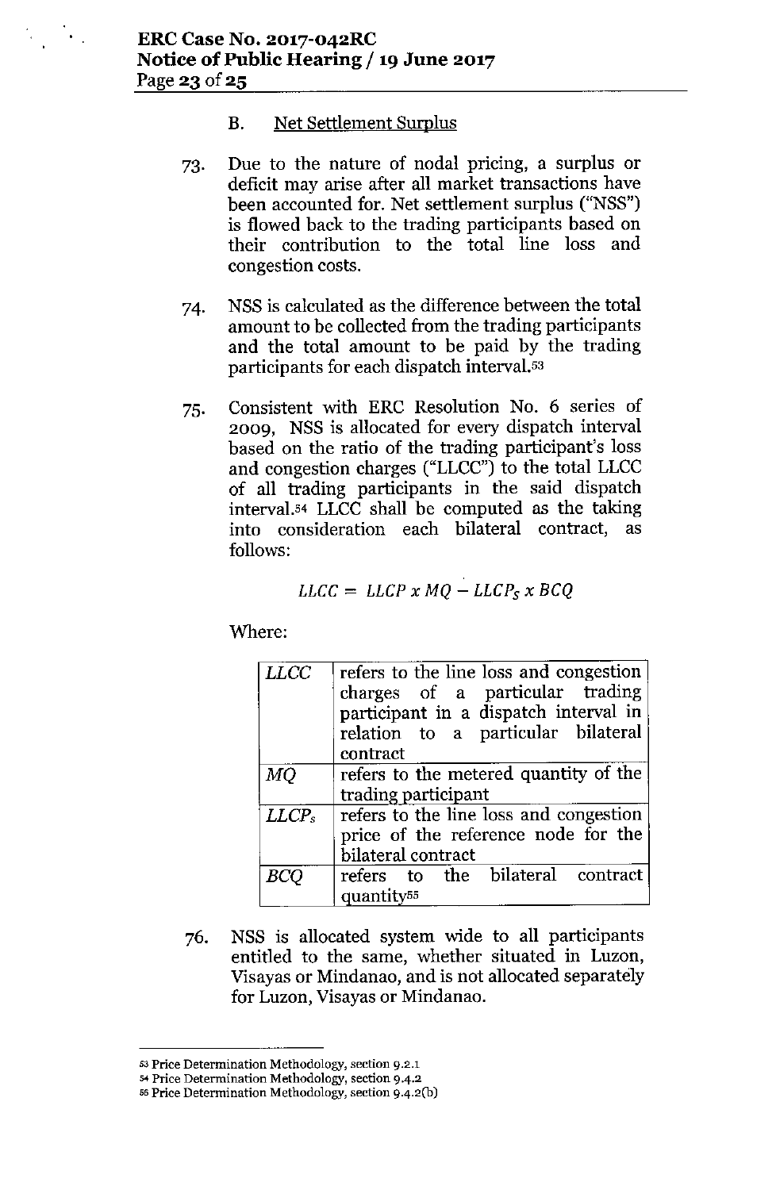B. Net Settlement Surplus

73. Due to the nature of nodal pricing, a surplus or deficit may arise after all market transactions have been accounted for. Net settlement surplus ("NSS") is flowed back to the trading participants based on their contribution to the total line loss and congestion costs.

74. NSS is calculated as the difference between the total amount to be collected from the trading participants and the total amount to be paid by the trading participants for each dispatch interval.[53]

75. Consistent with ERC Resolution No. 6 series of 2009, NSS is allocated for every dispatch interval based on the ratio of the trading participant's loss and congestion charges ("LLCC") to the total LLCC of all trading participants in the said dispatch interval.[54] LLCC shall be computed as the taking into consideration each bilateral contract, as follows:

$$LLCC = LLCP \times MQ - LLCP_S \times BCQ$$

Where:

| | |
|---|---|
| $LLCC$ | refers to the line loss and congestion charges of a particular trading participant in a dispatch interval in relation to a particular bilateral contract |
| $MQ$ | refers to the metered quantity of the trading participant |
| $LLCP_s$ | refers to the line loss and congestion price of the reference node for the bilateral contract |
| $BCQ$ | refers to the bilateral contract quantity[55] |

76. NSS is allocated system wide to all participants entitled to the same, whether situated in Luzon, Visayas or Mindanao, and is not allocated separately for Luzon, Visayas or Mindanao.

---

[53] Price Determination Methodology, section 9.2.1

[54] Price Determination Methodology, section 9.4.2

[55] Price Determination Methodology, section 9.4.2(b)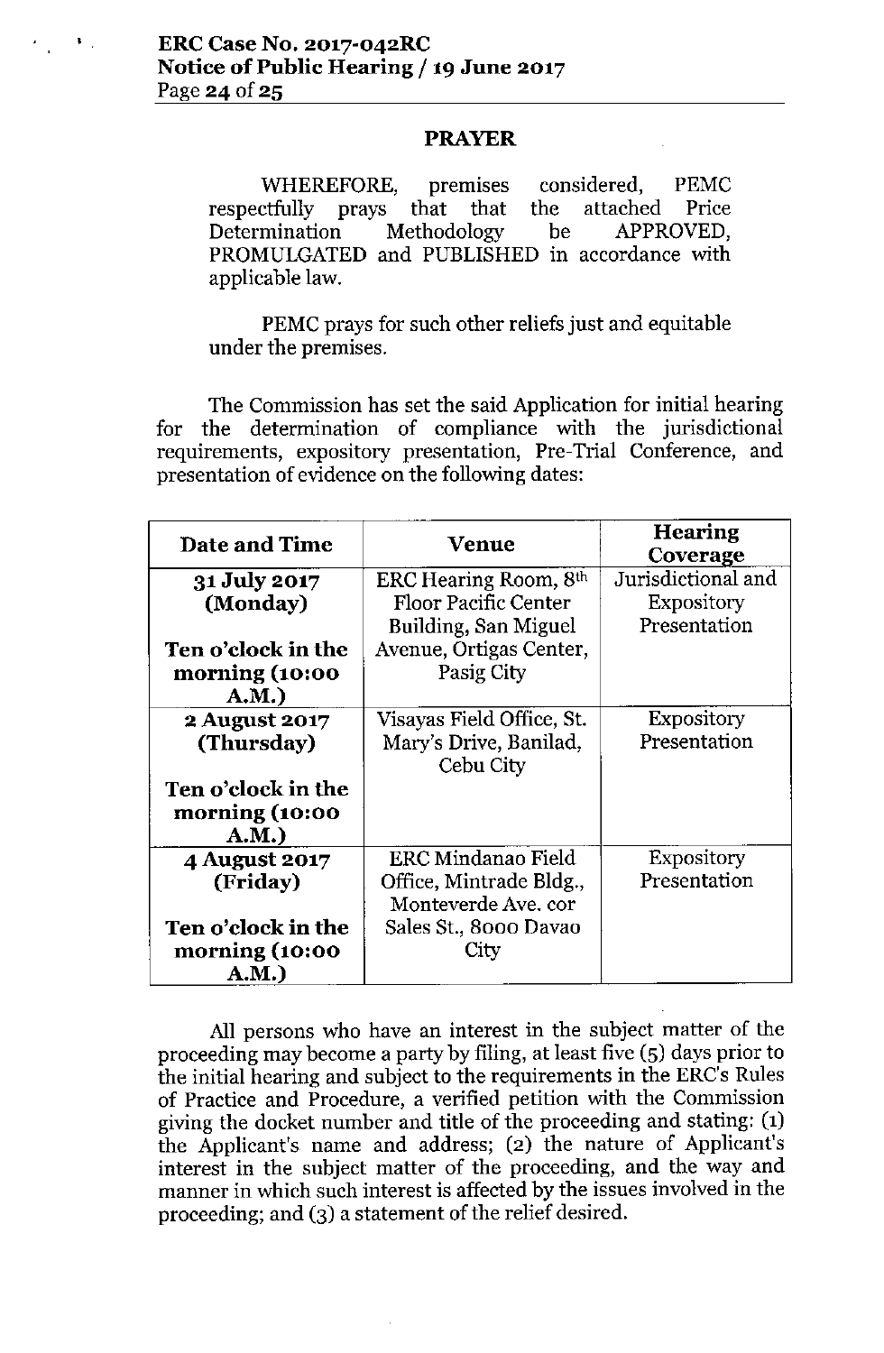## PRAYER

WHEREFORE, premises considered, PEMC respectfully prays that that the attached Price Determination Methodology be APPROVED, PROMULGATED and PUBLISHED in accordance with applicable law.

PEMC prays for such other reliefs just and equitable under the premises.

The Commission has set the said Application for initial hearing for the determination of compliance with the jurisdictional requirements, expository presentation, Pre-Trial Conference, and presentation of evidence on the following dates:

| Date and Time | Venue | Hearing Coverage |
|---|---|---|
| **31 July 2017 (Monday)** **Ten o'clock in the morning (10:00 A.M.)** | ERC Hearing Room, 8th Floor Pacific Center Building, San Miguel Avenue, Ortigas Center, Pasig City | Jurisdictional and Expository Presentation |
| **2 August 2017 (Thursday)** **Ten o'clock in the morning (10:00 A.M.)** | Visayas Field Office, St. Mary's Drive, Banilad, Cebu City | Expository Presentation |
| **4 August 2017 (Friday)** **Ten o'clock in the morning (10:00 A.M.)** | ERC Mindanao Field Office, Mintrade Bldg., Monteverde Ave. cor Sales St., 8000 Davao City | Expository Presentation |

All persons who have an interest in the subject matter of the proceeding may become a party by filing, at least five (5) days prior to the initial hearing and subject to the requirements in the ERC's Rules of Practice and Procedure, a verified petition with the Commission giving the docket number and title of the proceeding and stating: (1) the Applicant's name and address; (2) the nature of Applicant's interest in the subject matter of the proceeding, and the way and manner in which such interest is affected by the issues involved in the proceeding; and (3) a statement of the relief desired.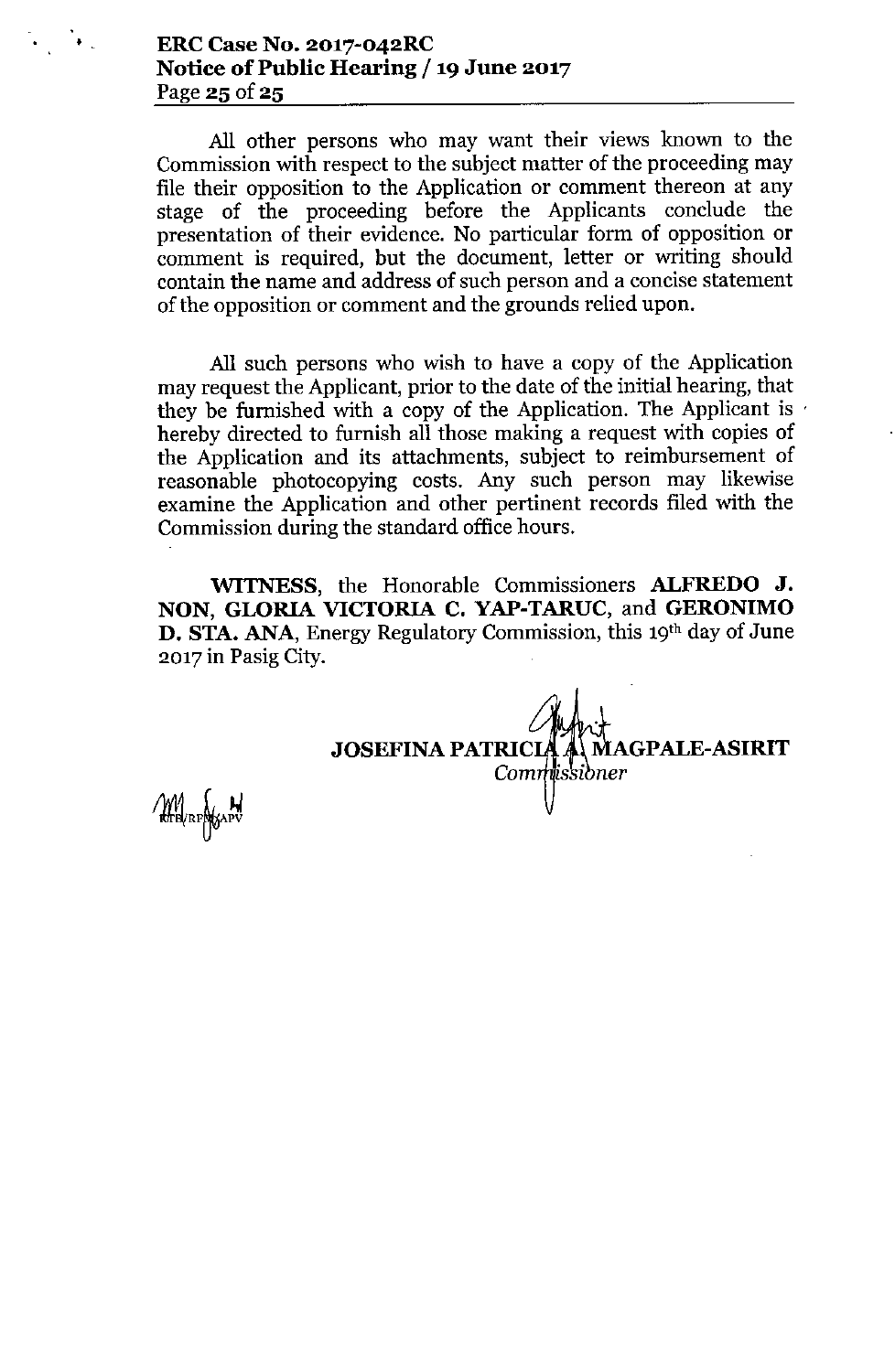All other persons who may want their views known to the Commission with respect to the subject matter of the proceeding may file their opposition to the Application or comment thereon at any stage of the proceeding before the Applicants conclude the presentation of their evidence. No particular form of opposition or comment is required, but the document, letter or writing should contain the name and address of such person and a concise statement of the opposition or comment and the grounds relied upon.

All such persons who wish to have a copy of the Application may request the Applicant, prior to the date of the initial hearing, that they be furnished with a copy of the Application. The Applicant is hereby directed to furnish all those making a request with copies of the Application and its attachments, subject to reimbursement of reasonable photocopying costs. Any such person may likewise examine the Application and other pertinent records filed with the Commission during the standard office hours.

**WITNESS**, the Honorable Commissioners **ALFREDO J. NON**, **GLORIA VICTORIA C. YAP-TARUC**, and **GERONIMO D. STA. ANA**, Energy Regulatory Commission, this 19th day of June 2017 in Pasig City.

**JOSEFINA PATRICIA A. MAGPALE-ASIRIT**
*Commissioner*

KTB/RPB/APV